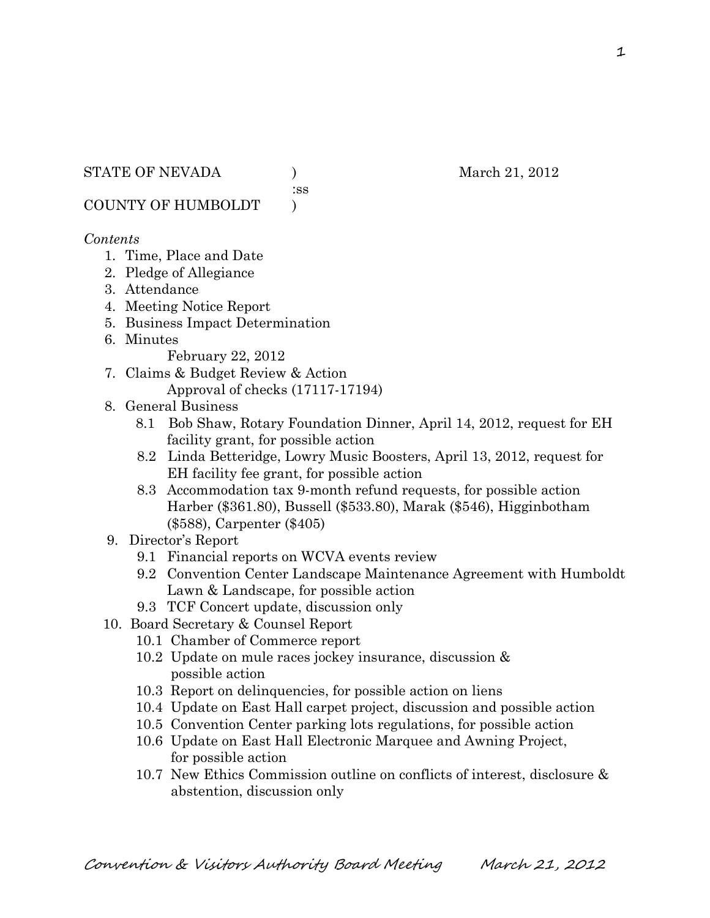STATE OF NEVADA )     March 21, 2012
:ss
COUNTY OF HUMBOLDT )

*Contents*

1. Time, Place and Date
2. Pledge of Allegiance
3. Attendance
4. Meeting Notice Report
5. Business Impact Determination
6. Minutes
   February 22, 2012
7. Claims & Budget Review & Action
   Approval of checks (17117-17194)
8. General Business
   - 8.1 Bob Shaw, Rotary Foundation Dinner, April 14, 2012, request for EH facility grant, for possible action
   - 8.2 Linda Betteridge, Lowry Music Boosters, April 13, 2012, request for EH facility fee grant, for possible action
   - 8.3 Accommodation tax 9-month refund requests, for possible action Harber ($361.80), Bussell ($533.80), Marak ($546), Higginbotham ($588), Carpenter ($405)
9. Director's Report
   - 9.1 Financial reports on WCVA events review
   - 9.2 Convention Center Landscape Maintenance Agreement with Humboldt Lawn & Landscape, for possible action
   - 9.3 TCF Concert update, discussion only
10. Board Secretary & Counsel Report
    - 10.1 Chamber of Commerce report
    - 10.2 Update on mule races jockey insurance, discussion & possible action
    - 10.3 Report on delinquencies, for possible action on liens
    - 10.4 Update on East Hall carpet project, discussion and possible action
    - 10.5 Convention Center parking lots regulations, for possible action
    - 10.6 Update on East Hall Electronic Marquee and Awning Project, for possible action
    - 10.7 New Ethics Commission outline on conflicts of interest, disclosure & abstention, discussion only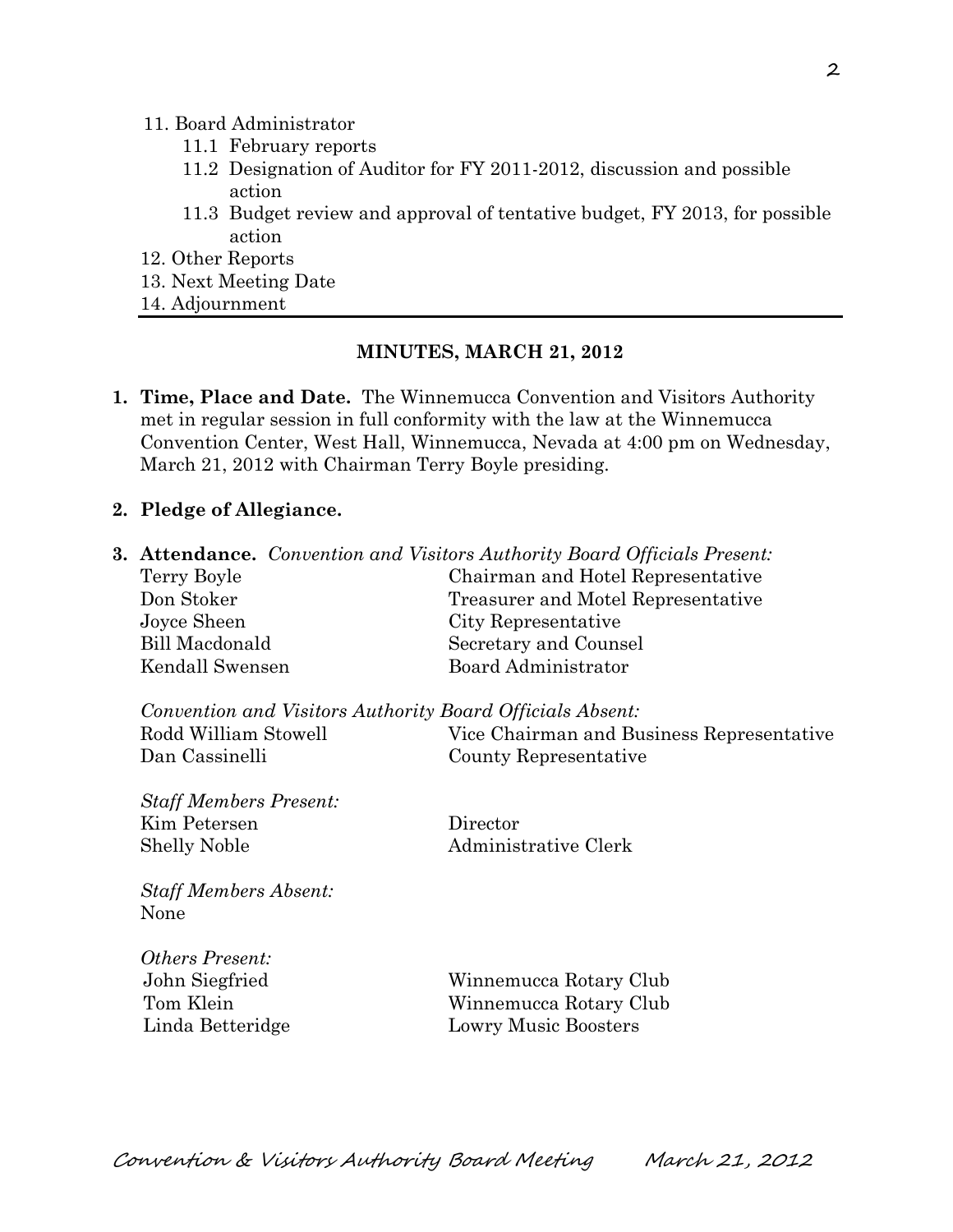11. Board Administrator
    - 11.1 February reports
    - 11.2 Designation of Auditor for FY 2011-2012, discussion and possible action
    - 11.3 Budget review and approval of tentative budget, FY 2013, for possible action
12. Other Reports
13. Next Meeting Date
14. Adjournment

---

## MINUTES, MARCH 21, 2012

**1. Time, Place and Date.** The Winnemucca Convention and Visitors Authority met in regular session in full conformity with the law at the Winnemucca Convention Center, West Hall, Winnemucca, Nevada at 4:00 pm on Wednesday, March 21, 2012 with Chairman Terry Boyle presiding.

**2. Pledge of Allegiance.**

**3. Attendance.** *Convention and Visitors Authority Board Officials Present:*

| | |
|---|---|
| Terry Boyle | Chairman and Hotel Representative |
| Don Stoker | Treasurer and Motel Representative |
| Joyce Sheen | City Representative |
| Bill Macdonald | Secretary and Counsel |
| Kendall Swensen | Board Administrator |

*Convention and Visitors Authority Board Officials Absent:*

| | |
|---|---|
| Rodd William Stowell | Vice Chairman and Business Representative |
| Dan Cassinelli | County Representative |

*Staff Members Present:*

| | |
|---|---|
| Kim Petersen | Director |
| Shelly Noble | Administrative Clerk |

*Staff Members Absent:*
None

*Others Present:*

| | |
|---|---|
| John Siegfried | Winnemucca Rotary Club |
| Tom Klein | Winnemucca Rotary Club |
| Linda Betteridge | Lowry Music Boosters |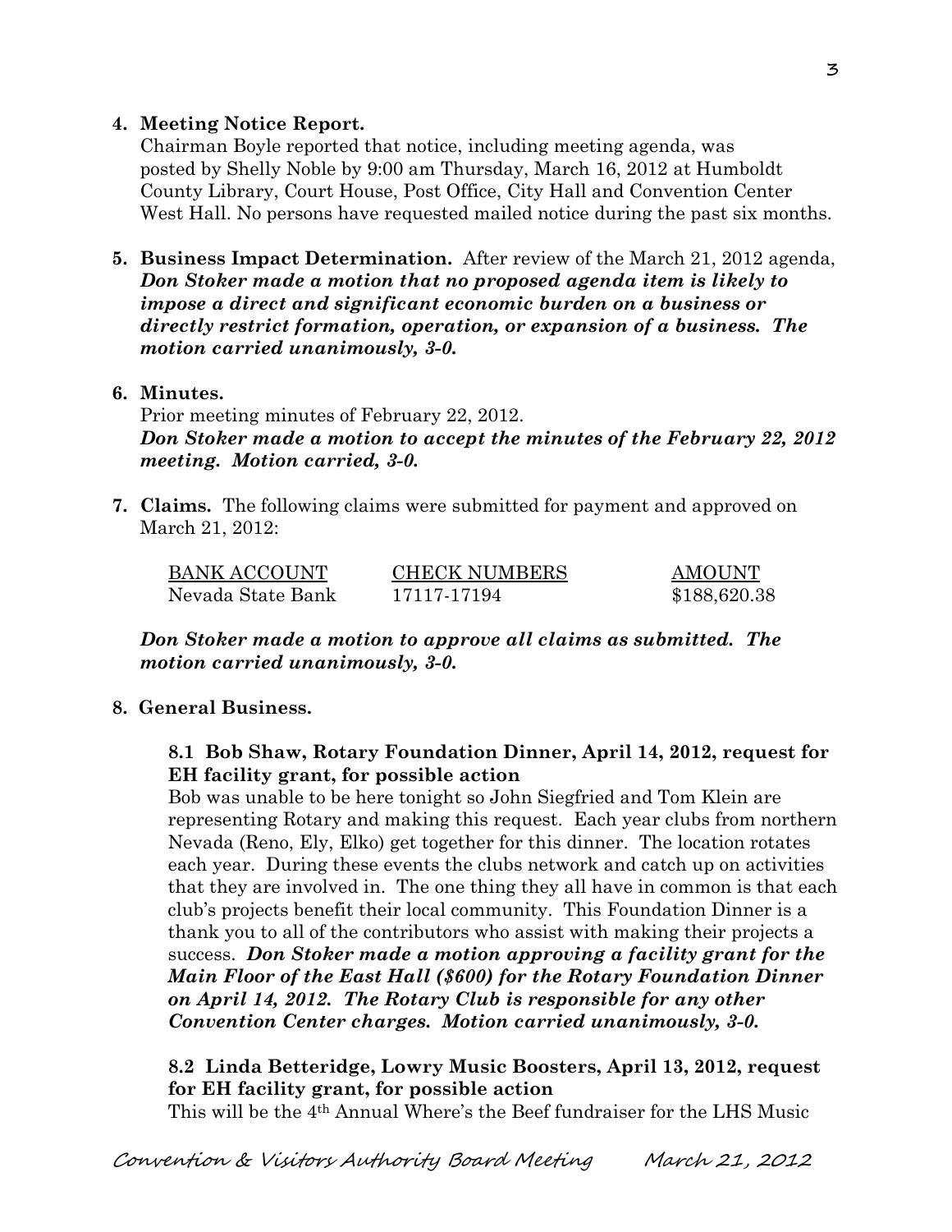**4. Meeting Notice Report.**

Chairman Boyle reported that notice, including meeting agenda, was posted by Shelly Noble by 9:00 am Thursday, March 16, 2012 at Humboldt County Library, Court House, Post Office, City Hall and Convention Center West Hall. No persons have requested mailed notice during the past six months.

**5. Business Impact Determination.** After review of the March 21, 2012 agenda, ***Don Stoker made a motion that no proposed agenda item is likely to impose a direct and significant economic burden on a business or directly restrict formation, operation, or expansion of a business. The motion carried unanimously, 3-0.***

**6. Minutes.**

Prior meeting minutes of February 22, 2012.

***Don Stoker made a motion to accept the minutes of the February 22, 2012 meeting. Motion carried, 3-0.***

**7. Claims.** The following claims were submitted for payment and approved on March 21, 2012:

| BANK ACCOUNT | CHECK NUMBERS | AMOUNT |
|---|---|---|
| Nevada State Bank | 17117-17194 | $188,620.38 |

***Don Stoker made a motion to approve all claims as submitted. The motion carried unanimously, 3-0.***

**8. General Business.**

**8.1 Bob Shaw, Rotary Foundation Dinner, April 14, 2012, request for EH facility grant, for possible action**

Bob was unable to be here tonight so John Siegfried and Tom Klein are representing Rotary and making this request. Each year clubs from northern Nevada (Reno, Ely, Elko) get together for this dinner. The location rotates each year. During these events the clubs network and catch up on activities that they are involved in. The one thing they all have in common is that each club's projects benefit their local community. This Foundation Dinner is a thank you to all of the contributors who assist with making their projects a success. ***Don Stoker made a motion approving a facility grant for the Main Floor of the East Hall ($600) for the Rotary Foundation Dinner on April 14, 2012. The Rotary Club is responsible for any other Convention Center charges. Motion carried unanimously, 3-0.***

**8.2 Linda Betteridge, Lowry Music Boosters, April 13, 2012, request for EH facility grant, for possible action**

This will be the 4th Annual Where's the Beef fundraiser for the LHS Music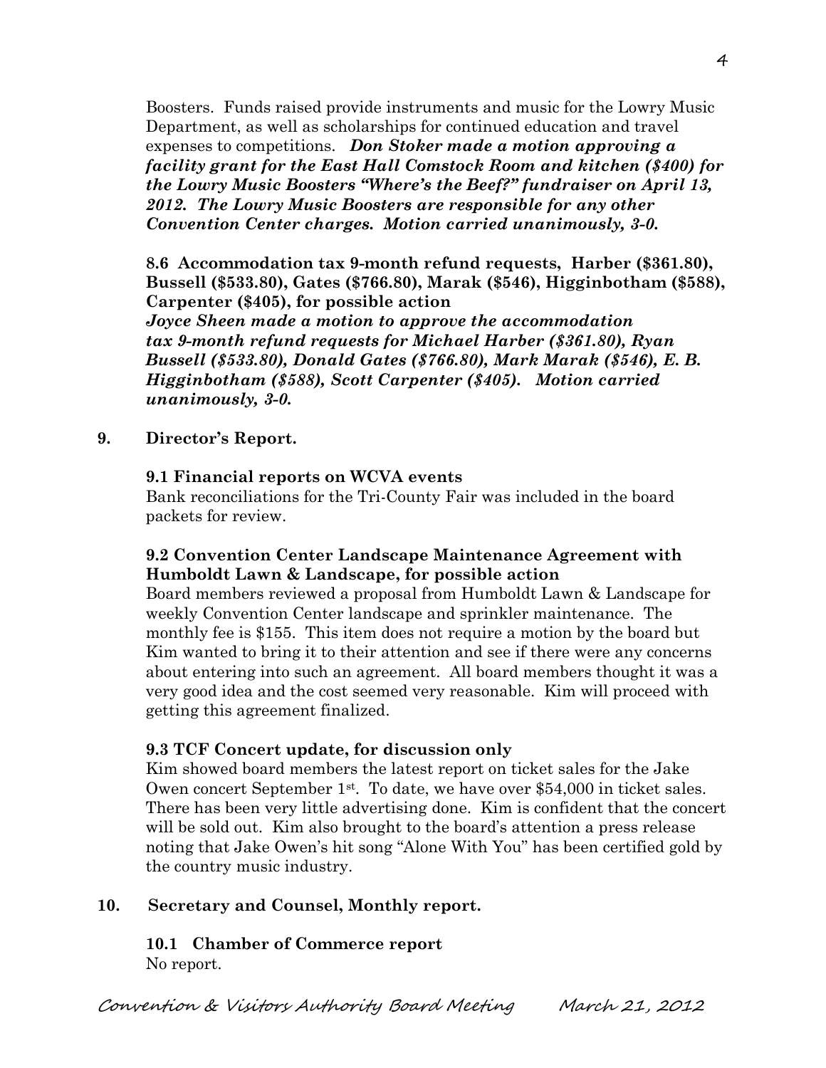Boosters. Funds raised provide instruments and music for the Lowry Music Department, as well as scholarships for continued education and travel expenses to competitions. ***Don Stoker made a motion approving a facility grant for the East Hall Comstock Room and kitchen ($400) for the Lowry Music Boosters "Where's the Beef?" fundraiser on April 13, 2012. The Lowry Music Boosters are responsible for any other Convention Center charges. Motion carried unanimously, 3-0.***

**8.6 Accommodation tax 9-month refund requests, Harber ($361.80), Bussell ($533.80), Gates ($766.80), Marak ($546), Higginbotham ($588), Carpenter ($405), for possible action**

***Joyce Sheen made a motion to approve the accommodation tax 9-month refund requests for Michael Harber ($361.80), Ryan Bussell ($533.80), Donald Gates ($766.80), Mark Marak ($546), E. B. Higginbotham ($588), Scott Carpenter ($405). Motion carried unanimously, 3-0.***

## 9. Director's Report.

### 9.1 Financial reports on WCVA events

Bank reconciliations for the Tri-County Fair was included in the board packets for review.

### 9.2 Convention Center Landscape Maintenance Agreement with Humboldt Lawn & Landscape, for possible action

Board members reviewed a proposal from Humboldt Lawn & Landscape for weekly Convention Center landscape and sprinkler maintenance. The monthly fee is $155. This item does not require a motion by the board but Kim wanted to bring it to their attention and see if there were any concerns about entering into such an agreement. All board members thought it was a very good idea and the cost seemed very reasonable. Kim will proceed with getting this agreement finalized.

### 9.3 TCF Concert update, for discussion only

Kim showed board members the latest report on ticket sales for the Jake Owen concert September 1st. To date, we have over $54,000 in ticket sales. There has been very little advertising done. Kim is confident that the concert will be sold out. Kim also brought to the board's attention a press release noting that Jake Owen's hit song "Alone With You" has been certified gold by the country music industry.

## 10. Secretary and Counsel, Monthly report.

### 10.1 Chamber of Commerce report

No report.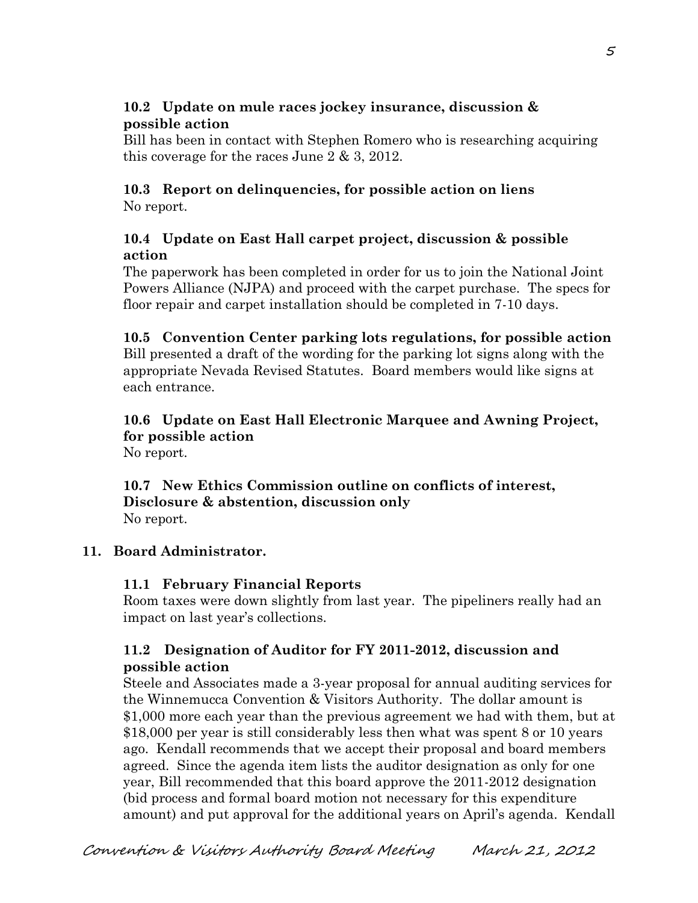**10.2 Update on mule races jockey insurance, discussion & possible action**

Bill has been in contact with Stephen Romero who is researching acquiring this coverage for the races June 2 & 3, 2012.

**10.3 Report on delinquencies, for possible action on liens**

No report.

**10.4 Update on East Hall carpet project, discussion & possible action**

The paperwork has been completed in order for us to join the National Joint Powers Alliance (NJPA) and proceed with the carpet purchase. The specs for floor repair and carpet installation should be completed in 7-10 days.

**10.5 Convention Center parking lots regulations, for possible action**

Bill presented a draft of the wording for the parking lot signs along with the appropriate Nevada Revised Statutes. Board members would like signs at each entrance.

**10.6 Update on East Hall Electronic Marquee and Awning Project, for possible action**

No report.

**10.7 New Ethics Commission outline on conflicts of interest, Disclosure & abstention, discussion only**

No report.

**11. Board Administrator.**

**11.1 February Financial Reports**

Room taxes were down slightly from last year. The pipeliners really had an impact on last year's collections.

**11.2 Designation of Auditor for FY 2011-2012, discussion and possible action**

Steele and Associates made a 3-year proposal for annual auditing services for the Winnemucca Convention & Visitors Authority. The dollar amount is $1,000 more each year than the previous agreement we had with them, but at $18,000 per year is still considerably less then what was spent 8 or 10 years ago. Kendall recommends that we accept their proposal and board members agreed. Since the agenda item lists the auditor designation as only for one year, Bill recommended that this board approve the 2011-2012 designation (bid process and formal board motion not necessary for this expenditure amount) and put approval for the additional years on April's agenda. Kendall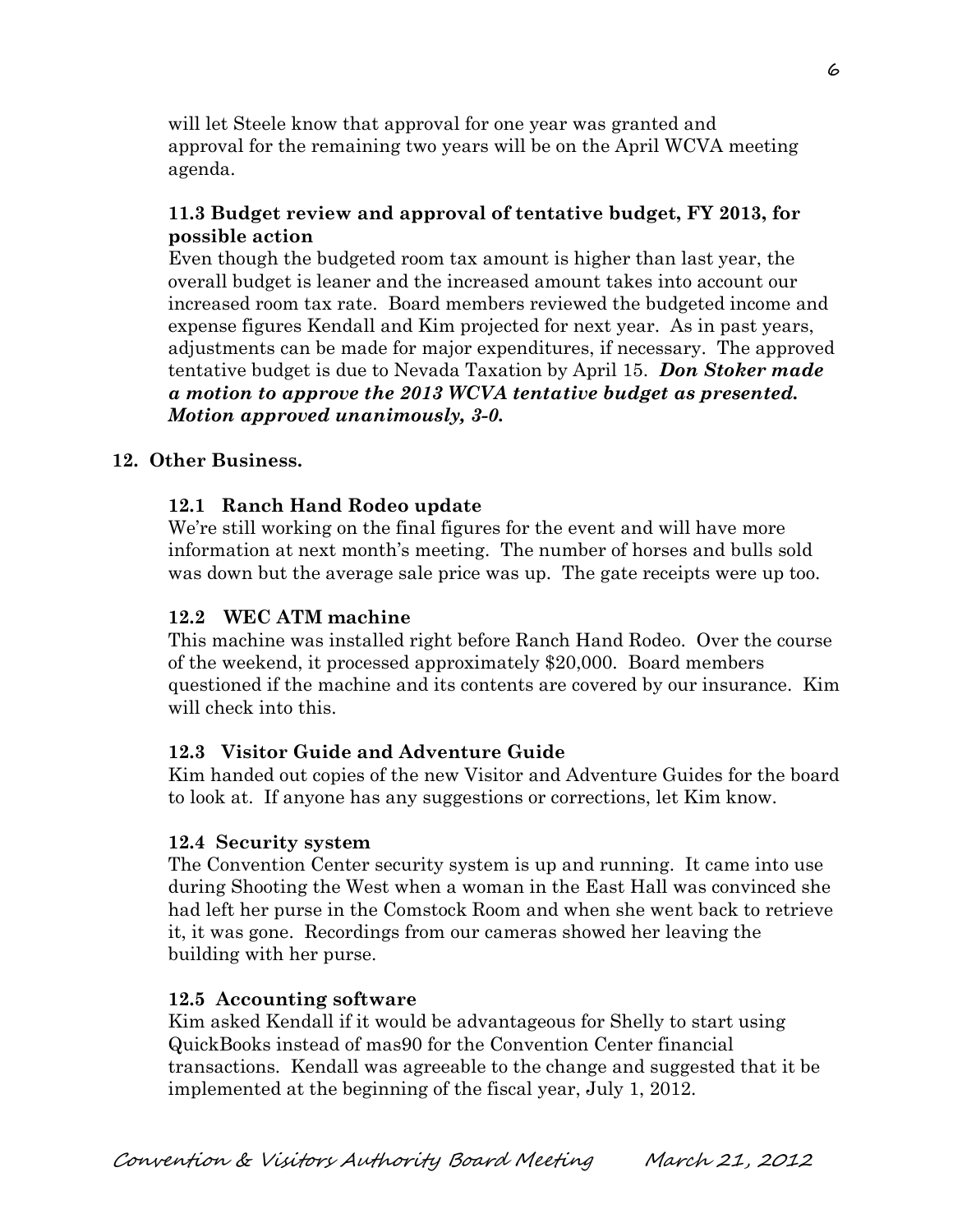will let Steele know that approval for one year was granted and approval for the remaining two years will be on the April WCVA meeting agenda.

### 11.3 Budget review and approval of tentative budget, FY 2013, for possible action

Even though the budgeted room tax amount is higher than last year, the overall budget is leaner and the increased amount takes into account our increased room tax rate. Board members reviewed the budgeted income and expense figures Kendall and Kim projected for next year. As in past years, adjustments can be made for major expenditures, if necessary. The approved tentative budget is due to Nevada Taxation by April 15. ***Don Stoker made a motion to approve the 2013 WCVA tentative budget as presented. Motion approved unanimously, 3-0.***

## 12. Other Business.

### 12.1 Ranch Hand Rodeo update

We're still working on the final figures for the event and will have more information at next month's meeting. The number of horses and bulls sold was down but the average sale price was up. The gate receipts were up too.

### 12.2 WEC ATM machine

This machine was installed right before Ranch Hand Rodeo. Over the course of the weekend, it processed approximately $20,000. Board members questioned if the machine and its contents are covered by our insurance. Kim will check into this.

### 12.3 Visitor Guide and Adventure Guide

Kim handed out copies of the new Visitor and Adventure Guides for the board to look at. If anyone has any suggestions or corrections, let Kim know.

### 12.4 Security system

The Convention Center security system is up and running. It came into use during Shooting the West when a woman in the East Hall was convinced she had left her purse in the Comstock Room and when she went back to retrieve it, it was gone. Recordings from our cameras showed her leaving the building with her purse.

### 12.5 Accounting software

Kim asked Kendall if it would be advantageous for Shelly to start using QuickBooks instead of mas90 for the Convention Center financial transactions. Kendall was agreeable to the change and suggested that it be implemented at the beginning of the fiscal year, July 1, 2012.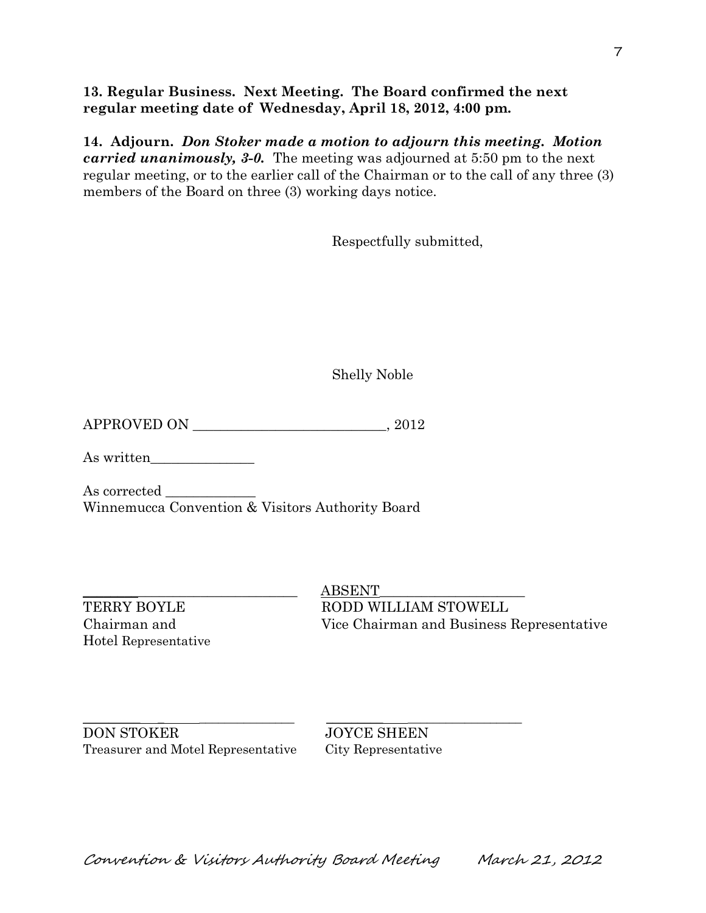**13. Regular Business. Next Meeting. The Board confirmed the next regular meeting date of Wednesday, April 18, 2012, 4:00 pm.**

**14. Adjourn.** ***Don Stoker made a motion to adjourn this meeting. Motion carried unanimously, 3-0.*** The meeting was adjourned at 5:50 pm to the next regular meeting, or to the earlier call of the Chairman or to the call of any three (3) members of the Board on three (3) working days notice.

Respectfully submitted,

Shelly Noble

APPROVED ON ____________________________, 2012

As written_______________

As corrected _____________
Winnemucca Convention & Visitors Authority Board

______________________________
TERRY BOYLE
Chairman and
Hotel Representative

ABSENT_____________________
RODD WILLIAM STOWELL
Vice Chairman and Business Representative

______________________________
DON STOKER
Treasurer and Motel Representative

______________________________
JOYCE SHEEN
City Representative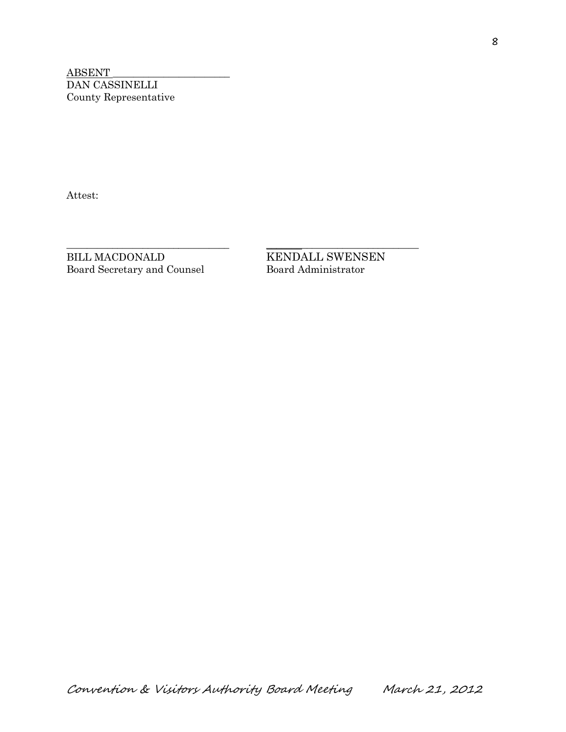ABSENT \_\_\_\_\_\_\_\_\_\_\_\_\_\_\_\_\_\_\_\_\_\_\_\_
DAN CASSINELLI
County Representative

Attest:

| | |
|---|---|
| \_\_\_\_\_\_\_\_\_\_\_\_\_\_\_\_\_\_\_\_\_\_\_\_\_\_\_\_\_\_\_\_ | \_\_\_\_\_\_\_\_\_\_\_\_\_\_\_\_\_\_\_\_\_\_\_\_\_\_\_\_\_\_\_\_ |
| BILL MACDONALD | KENDALL SWENSEN |
| Board Secretary and Counsel | Board Administrator |